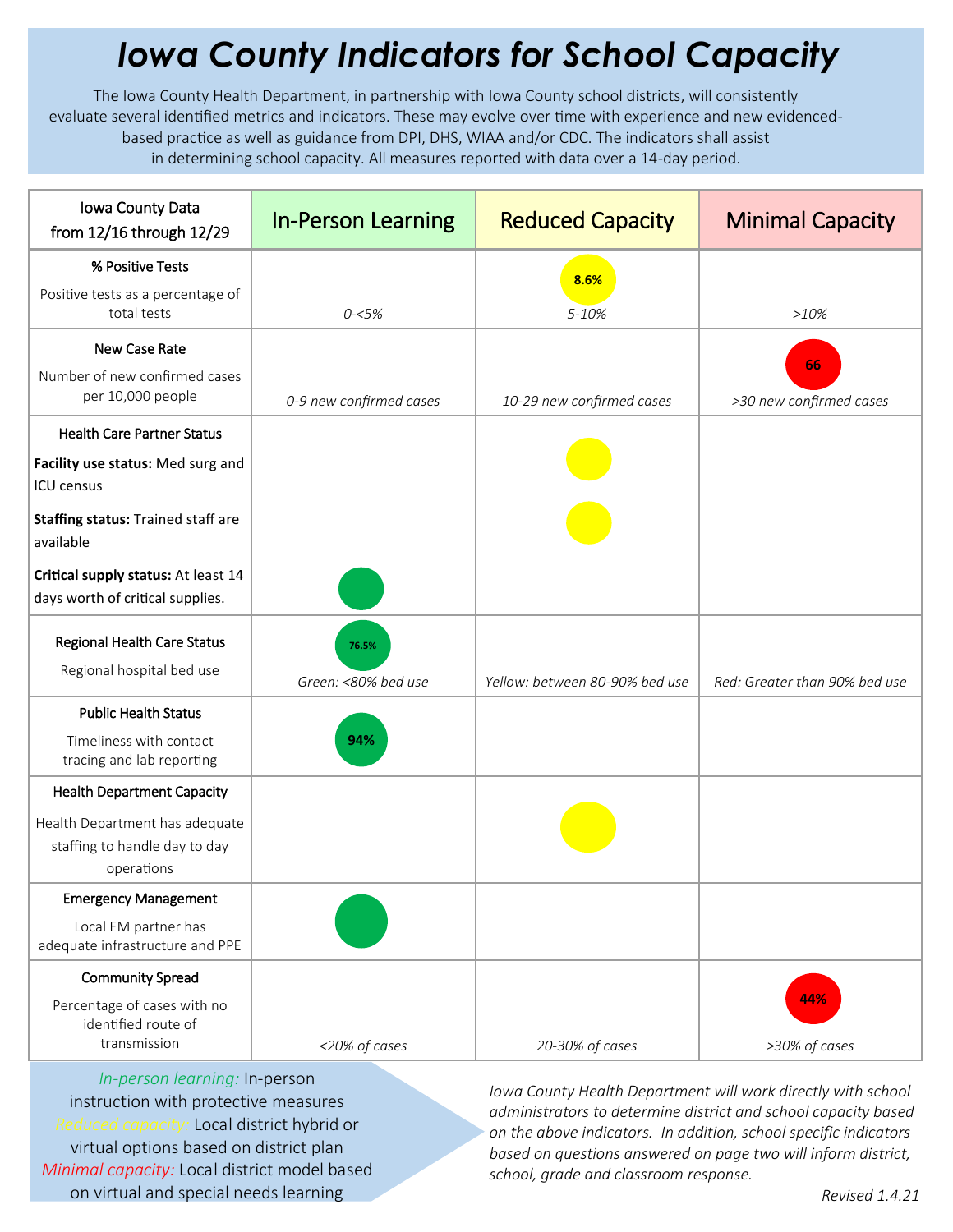# Iowa County Indicators for School Capacity

The Iowa County Health Department, in partnership with Iowa County school districts, will consistently evaluate several identified metrics and indicators. These may evolve over time with experience and new evidenced-based practice as well as guidance from DPI, DHS, WIAA and/or CDC. The indicators shall assist in determining school capacity. All measures reported with data over a 14-day period.

| Iowa County Data from 12/16 through 12/29 | In-Person Learning | Reduced Capacity | Minimal Capacity |
|---|---|---|---|
| **% Positive Tests**<br>Positive tests as a percentage of total tests | *0-<5%* | 8.6%<br>*5-10%* | *>10%* |
| **New Case Rate**<br>Number of new confirmed cases per 10,000 people | *0-9 new confirmed cases* | *10-29 new confirmed cases* | 66<br>*>30 new confirmed cases* |
| **Health Care Partner Status**<br>**Facility use status:** Med surg and ICU census | | ● | |
| **Staffing status:** Trained staff are available | | ● | |
| **Critical supply status:** At least 14 days worth of critical supplies. | ● | | |
| **Regional Health Care Status**<br>Regional hospital bed use | 76.5%<br>*Green: <80% bed use* | *Yellow: between 80-90% bed use* | *Red: Greater than 90% bed use* |
| **Public Health Status**<br>Timeliness with contact tracing and lab reporting | 94% | | |
| **Health Department Capacity**<br>Health Department has adequate staffing to handle day to day operations | | ● | |
| **Emergency Management**<br>Local EM partner has adequate infrastructure and PPE | ● | | |
| **Community Spread**<br>Percentage of cases with no identified route of transmission | *<20% of cases* | *20-30% of cases* | 44%<br>*>30% of cases* |

*In-person learning:* In-person instruction with protective measures
*Reduced capacity:* Local district hybrid or virtual options based on district plan
*Minimal capacity:* Local district model based on virtual and special needs learning

*Iowa County Health Department will work directly with school administrators to determine district and school capacity based on the above indicators. In addition, school specific indicators based on questions answered on page two will inform district, school, grade and classroom response.*

*Revised 1.4.21*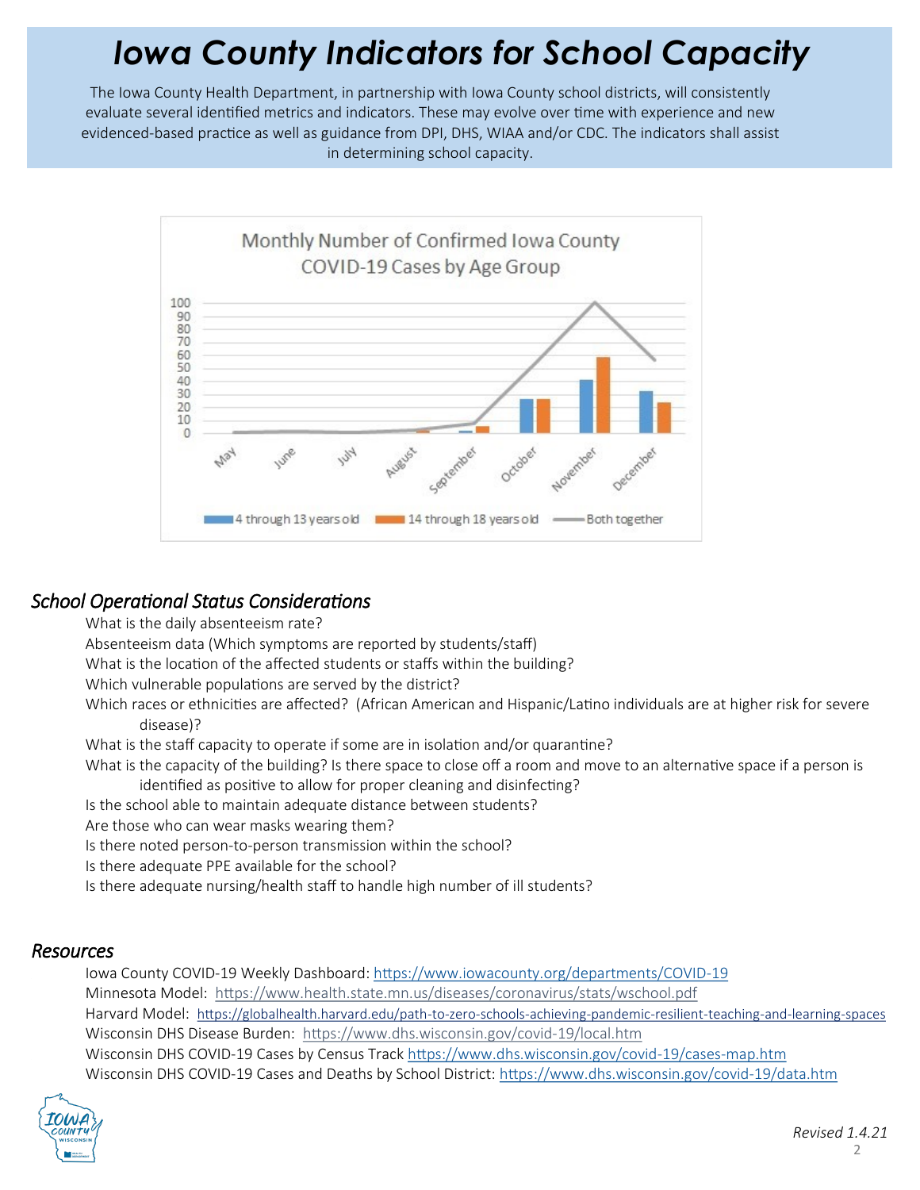# *Iowa County Indicators for School Capacity*

The Iowa County Health Department, in partnership with Iowa County school districts, will consistently evaluate several identified metrics and indicators. These may evolve over time with experience and new evidenced-based practice as well as guidance from DPI, DHS, WIAA and/or CDC. The indicators shall assist in determining school capacity.

Monthly Number of Confirmed Iowa County COVID-19 Cases by Age Group

100
90
80
70
60
50
40
30
20
10
0

May
June
July
August
September
October
November
December

4 through 13 years old
14 through 18 years old
Both together

## *School Operational Status Considerations*

What is the daily absenteeism rate?
Absenteeism data (Which symptoms are reported by students/staff)
What is the location of the affected students or staffs within the building?
Which vulnerable populations are served by the district?
Which races or ethnicities are affected? (African American and Hispanic/Latino individuals are at higher risk for severe disease)?
What is the staff capacity to operate if some are in isolation and/or quarantine?
What is the capacity of the building? Is there space to close off a room and move to an alternative space if a person is identified as positive to allow for proper cleaning and disinfecting?
Is the school able to maintain adequate distance between students?
Are those who can wear masks wearing them?
Is there noted person-to-person transmission within the school?
Is there adequate PPE available for the school?
Is there adequate nursing/health staff to handle high number of ill students?

## *Resources*

Iowa County COVID-19 Weekly Dashboard: https://www.iowacounty.org/departments/COVID-19
Minnesota Model: https://www.health.state.mn.us/diseases/coronavirus/stats/wschool.pdf
Harvard Model: https://globalhealth.harvard.edu/path-to-zero-schools-achieving-pandemic-resilient-teaching-and-learning-spaces
Wisconsin DHS Disease Burden: https://www.dhs.wisconsin.gov/covid-19/local.htm
Wisconsin DHS COVID-19 Cases by Census Track https://www.dhs.wisconsin.gov/covid-19/cases-map.htm
Wisconsin DHS COVID-19 Cases and Deaths by School District: https://www.dhs.wisconsin.gov/covid-19/data.htm

*Revised 1.4.21*